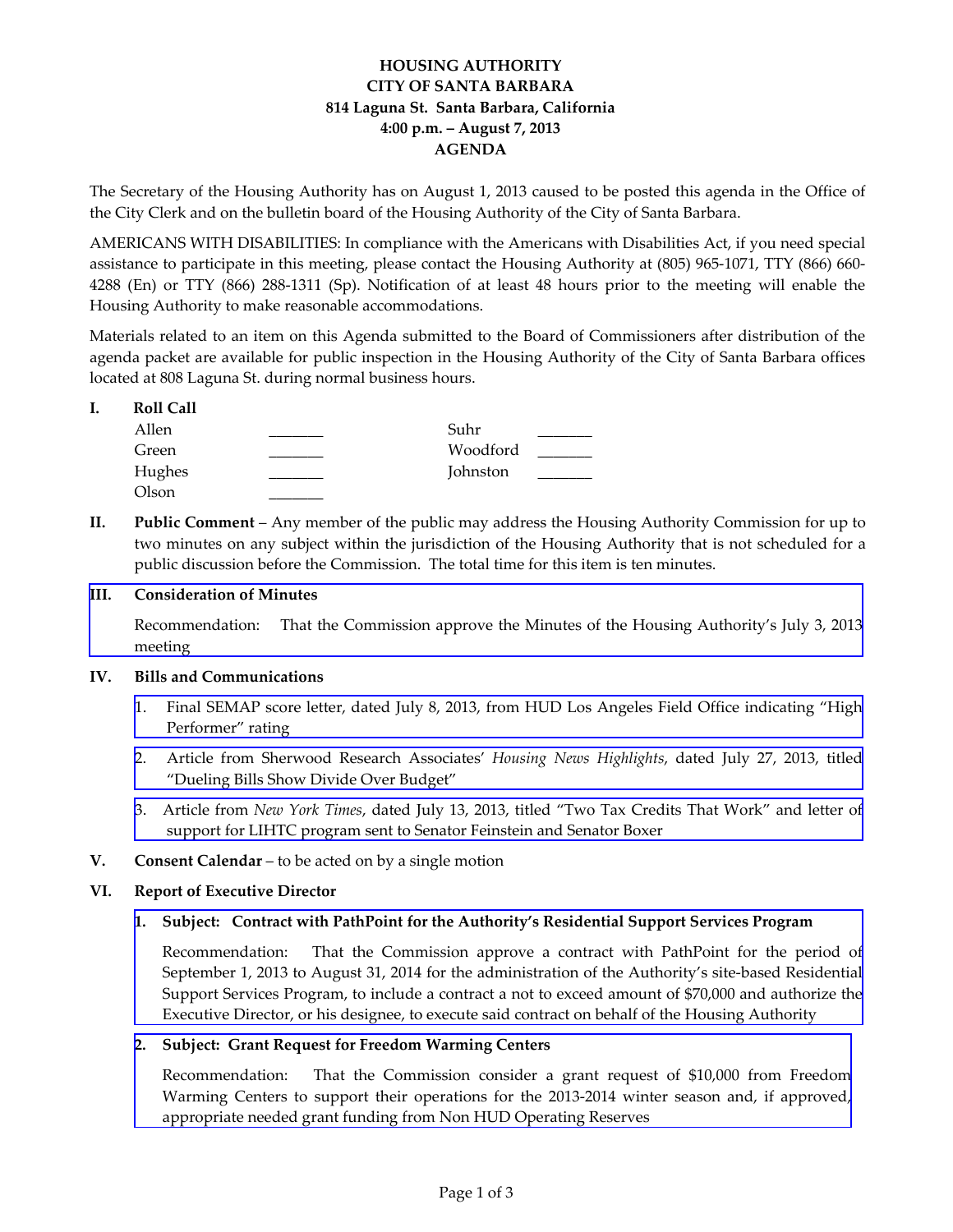# HOUSING AUTHORITY
## CITY OF SANTA BARBARA
### 814 Laguna St. Santa Barbara, California
### 4:00 p.m. – August 7, 2013
### AGENDA

The Secretary of the Housing Authority has on August 1, 2013 caused to be posted this agenda in the Office of the City Clerk and on the bulletin board of the Housing Authority of the City of Santa Barbara.

AMERICANS WITH DISABILITIES: In compliance with the Americans with Disabilities Act, if you need special assistance to participate in this meeting, please contact the Housing Authority at (805) 965-1071, TTY (866) 660-4288 (En) or TTY (866) 288-1311 (Sp). Notification of at least 48 hours prior to the meeting will enable the Housing Authority to make reasonable accommodations.

Materials related to an item on this Agenda submitted to the Board of Commissioners after distribution of the agenda packet are available for public inspection in the Housing Authority of the City of Santa Barbara offices located at 808 Laguna St. during normal business hours.

**I. Roll Call**

| | | | |
|---|---|---|---|
| Allen | _______ | Suhr | _______ |
| Green | _______ | Woodford | _______ |
| Hughes | _______ | Johnston | _______ |
| Olson | _______ | | |

**II. Public Comment** – Any member of the public may address the Housing Authority Commission for up to two minutes on any subject within the jurisdiction of the Housing Authority that is not scheduled for a public discussion before the Commission. The total time for this item is ten minutes.

**III. Consideration of Minutes**

Recommendation: That the Commission approve the Minutes of the Housing Authority's July 3, 2013 meeting

**IV. Bills and Communications**

1. Final SEMAP score letter, dated July 8, 2013, from HUD Los Angeles Field Office indicating "High Performer" rating
2. Article from Sherwood Research Associates' *Housing News Highlights*, dated July 27, 2013, titled "Dueling Bills Show Divide Over Budget"
3. Article from *New York Times*, dated July 13, 2013, titled "Two Tax Credits That Work" and letter of support for LIHTC program sent to Senator Feinstein and Senator Boxer

**V. Consent Calendar** – to be acted on by a single motion

**VI. Report of Executive Director**

**1. Subject: Contract with PathPoint for the Authority's Residential Support Services Program**

Recommendation: That the Commission approve a contract with PathPoint for the period of September 1, 2013 to August 31, 2014 for the administration of the Authority's site-based Residential Support Services Program, to include a contract a not to exceed amount of $70,000 and authorize the Executive Director, or his designee, to execute said contract on behalf of the Housing Authority

**2. Subject: Grant Request for Freedom Warming Centers**

Recommendation: That the Commission consider a grant request of $10,000 from Freedom Warming Centers to support their operations for the 2013-2014 winter season and, if approved, appropriate needed grant funding from Non HUD Operating Reserves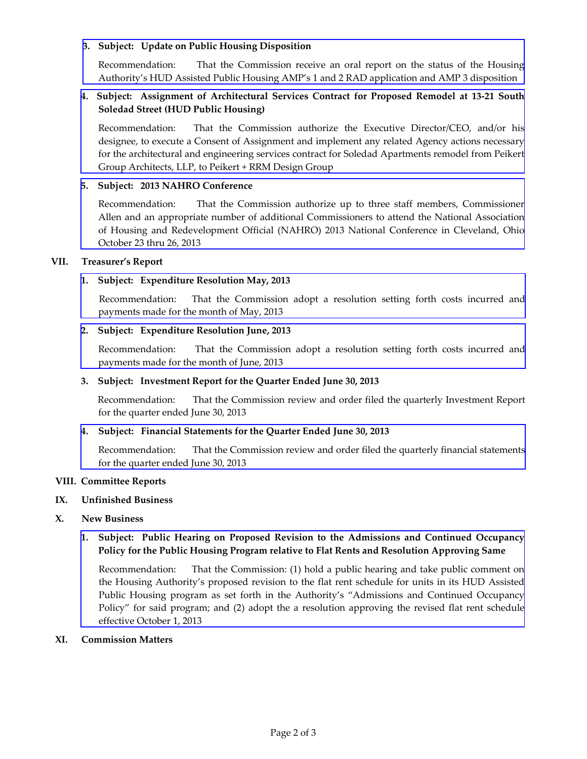3. **Subject: Update on Public Housing Disposition**

   Recommendation: That the Commission receive an oral report on the status of the Housing Authority's HUD Assisted Public Housing AMP's 1 and 2 RAD application and AMP 3 disposition

4. **Subject: Assignment of Architectural Services Contract for Proposed Remodel at 13-21 South Soledad Street (HUD Public Housing)**

   Recommendation: That the Commission authorize the Executive Director/CEO, and/or his designee, to execute a Consent of Assignment and implement any related Agency actions necessary for the architectural and engineering services contract for Soledad Apartments remodel from Peikert Group Architects, LLP, to Peikert + RRM Design Group

5. **Subject: 2013 NAHRO Conference**

   Recommendation: That the Commission authorize up to three staff members, Commissioner Allen and an appropriate number of additional Commissioners to attend the National Association of Housing and Redevelopment Official (NAHRO) 2013 National Conference in Cleveland, Ohio October 23 thru 26, 2013

## VII. Treasurer's Report

1. **Subject: Expenditure Resolution May, 2013**

   Recommendation: That the Commission adopt a resolution setting forth costs incurred and payments made for the month of May, 2013

2. **Subject: Expenditure Resolution June, 2013**

   Recommendation: That the Commission adopt a resolution setting forth costs incurred and payments made for the month of June, 2013

3. **Subject: Investment Report for the Quarter Ended June 30, 2013**

   Recommendation: That the Commission review and order filed the quarterly Investment Report for the quarter ended June 30, 2013

4. **Subject: Financial Statements for the Quarter Ended June 30, 2013**

   Recommendation: That the Commission review and order filed the quarterly financial statements for the quarter ended June 30, 2013

## VIII. Committee Reports

## IX. Unfinished Business

## X. New Business

1. **Subject: Public Hearing on Proposed Revision to the Admissions and Continued Occupancy Policy for the Public Housing Program relative to Flat Rents and Resolution Approving Same**

   Recommendation: That the Commission: (1) hold a public hearing and take public comment on the Housing Authority's proposed revision to the flat rent schedule for units in its HUD Assisted Public Housing program as set forth in the Authority's "Admissions and Continued Occupancy Policy" for said program; and (2) adopt the a resolution approving the revised flat rent schedule effective October 1, 2013

## XI. Commission Matters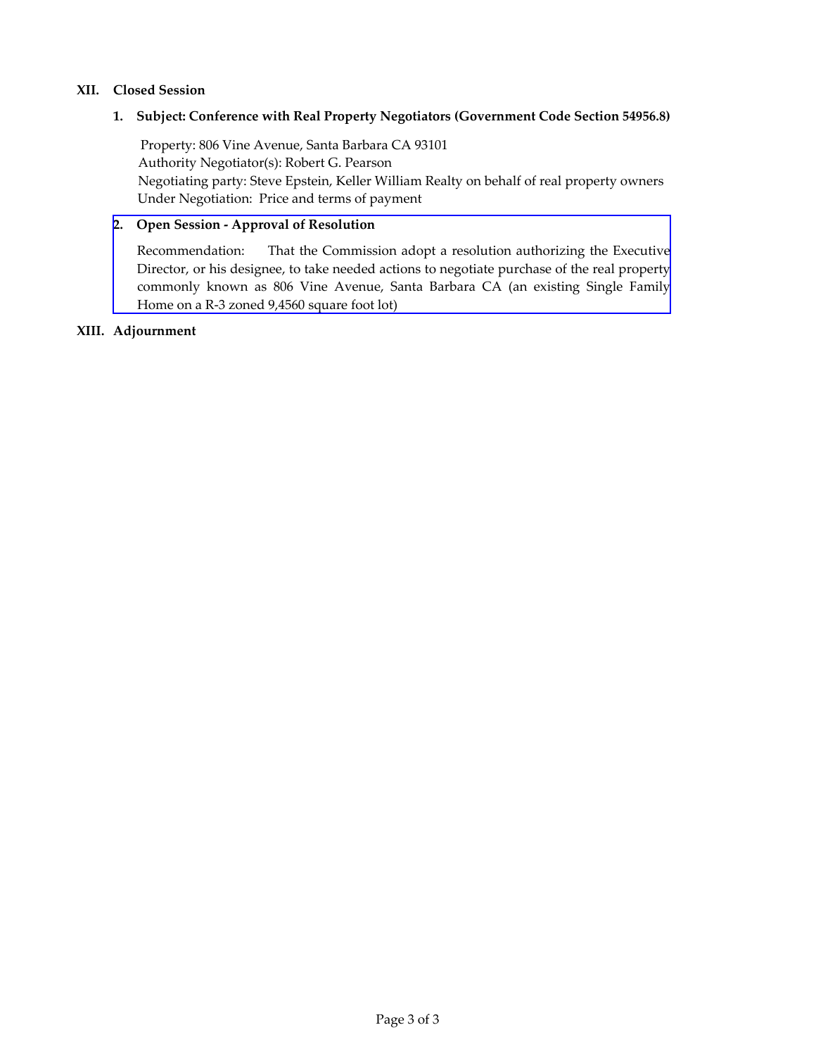## XII. Closed Session

### 1. Subject: Conference with Real Property Negotiators (Government Code Section 54956.8)

Property: 806 Vine Avenue, Santa Barbara CA 93101
Authority Negotiator(s): Robert G. Pearson
Negotiating party: Steve Epstein, Keller William Realty on behalf of real property owners
Under Negotiation: Price and terms of payment

### 2. Open Session - Approval of Resolution

Recommendation: That the Commission adopt a resolution authorizing the Executive Director, or his designee, to take needed actions to negotiate purchase of the real property commonly known as 806 Vine Avenue, Santa Barbara CA (an existing Single Family Home on a R-3 zoned 9,4560 square foot lot)

## XIII. Adjournment